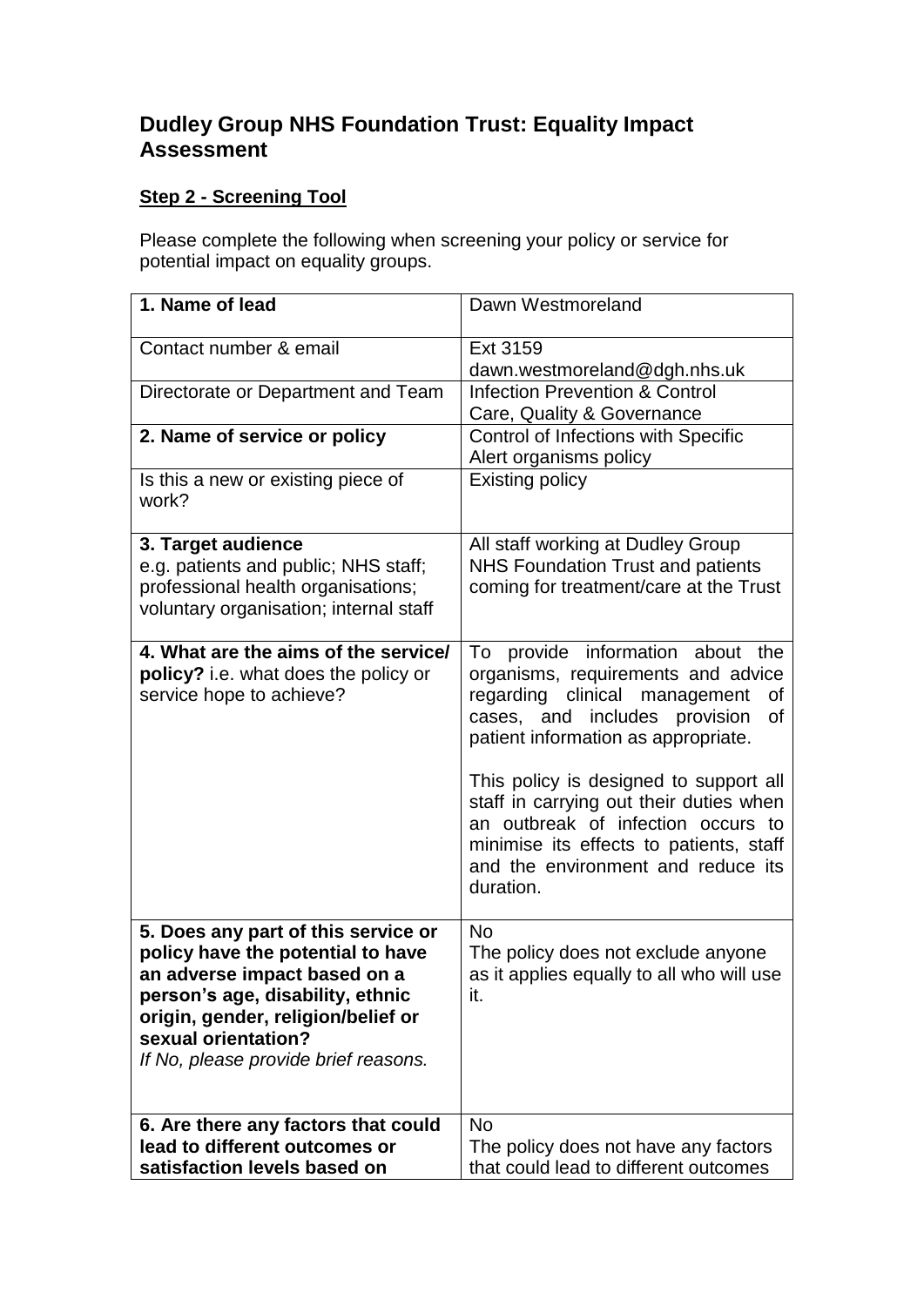# Dudley Group NHS Foundation Trust: Equality Impact Assessment

**Step 2 - Screening Tool**

Please complete the following when screening your policy or service for potential impact on equality groups.

| | |
|---|---|
| **1. Name of lead** | Dawn Westmoreland |
| Contact number & email | Ext 3159<br>dawn.westmoreland@dgh.nhs.uk |
| Directorate or Department and Team | Infection Prevention & Control<br>Care, Quality & Governance |
| **2. Name of service or policy** | Control of Infections with Specific Alert organisms policy |
| Is this a new or existing piece of work? | Existing policy |
| **3. Target audience**<br>e.g. patients and public; NHS staff; professional health organisations; voluntary organisation; internal staff | All staff working at Dudley Group NHS Foundation Trust and patients coming for treatment/care at the Trust |
| **4. What are the aims of the service/ policy?** i.e. what does the policy or service hope to achieve? | To provide information about the organisms, requirements and advice regarding clinical management of cases, and includes provision of patient information as appropriate.<br><br>This policy is designed to support all staff in carrying out their duties when an outbreak of infection occurs to minimise its effects to patients, staff and the environment and reduce its duration. |
| **5. Does any part of this service or policy have the potential to have an adverse impact based on a person's age, disability, ethnic origin, gender, religion/belief or sexual orientation?**<br>*If No, please provide brief reasons.* | No<br>The policy does not exclude anyone as it applies equally to all who will use it. |
| **6. Are there any factors that could lead to different outcomes or satisfaction levels based on** | No<br>The policy does not have any factors that could lead to different outcomes |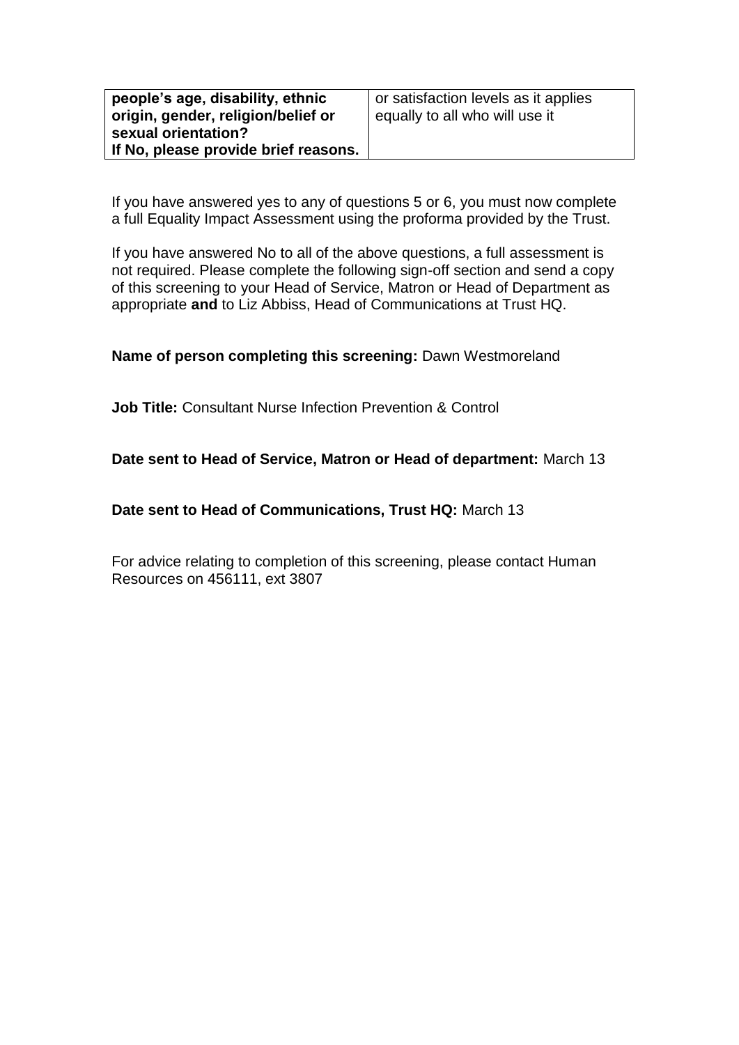| | |
|---|---|
| **people's age, disability, ethnic origin, gender, religion/belief or sexual orientation? If No, please provide brief reasons.** | or satisfaction levels as it applies equally to all who will use it |

If you have answered yes to any of questions 5 or 6, you must now complete a full Equality Impact Assessment using the proforma provided by the Trust.

If you have answered No to all of the above questions, a full assessment is not required. Please complete the following sign-off section and send a copy of this screening to your Head of Service, Matron or Head of Department as appropriate **and** to Liz Abbiss, Head of Communications at Trust HQ.

**Name of person completing this screening:** Dawn Westmoreland

**Job Title:** Consultant Nurse Infection Prevention & Control

**Date sent to Head of Service, Matron or Head of department:** March 13

**Date sent to Head of Communications, Trust HQ:** March 13

For advice relating to completion of this screening, please contact Human Resources on 456111, ext 3807